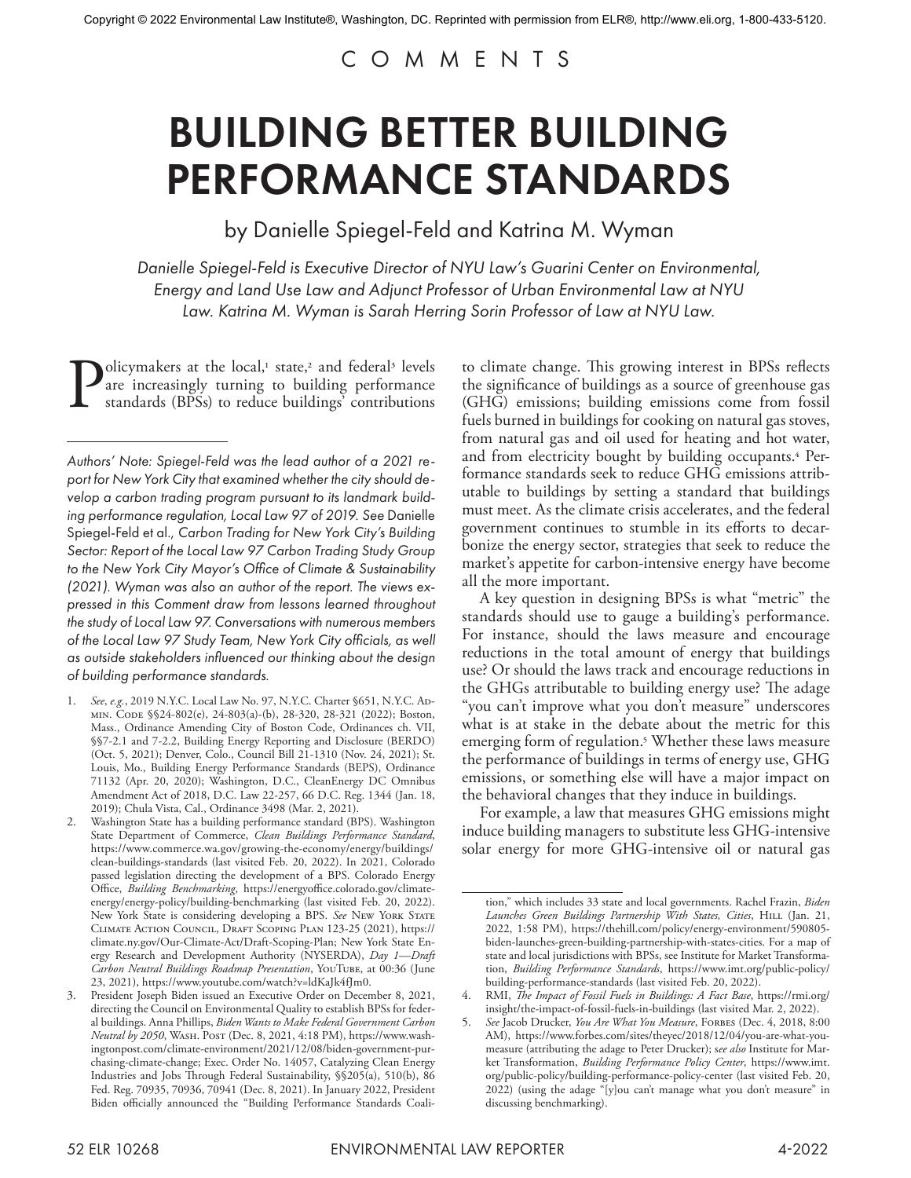Copyright © 2022 Environmental Law Institute®, Washington, DC. Reprinted with permission from ELR®, http://www.eli.org, 1-800-433-5120.

COMMENTS

# BUILDING BETTER BUILDING PERFORMANCE STANDARDS

by Danielle Spiegel-Feld and Katrina M. Wyman

*Danielle Spiegel-Feld is Executive Director of NYU Law's Guarini Center on Environmental, Energy and Land Use Law and Adjunct Professor of Urban Environmental Law at NYU Law. Katrina M. Wyman is Sarah Herring Sorin Professor of Law at NYU Law.*

Policymakers at the local,[1] state,[2] and federal[3] levels are increasingly turning to building performance standards (BPSs) to reduce buildings' contributions to climate change. This growing interest in BPSs reflects the significance of buildings as a source of greenhouse gas (GHG) emissions; building emissions come from fossil fuels burned in buildings for cooking on natural gas stoves, from natural gas and oil used for heating and hot water, and from electricity bought by building occupants.[4] Performance standards seek to reduce GHG emissions attributable to buildings by setting a standard that buildings must meet. As the climate crisis accelerates, and the federal government continues to stumble in its efforts to decarbonize the energy sector, strategies that seek to reduce the market's appetite for carbon-intensive energy have become all the more important.

A key question in designing BPSs is what "metric" the standards should use to gauge a building's performance. For instance, should the laws measure and encourage reductions in the total amount of energy that buildings use? Or should the laws track and encourage reductions in the GHGs attributable to building energy use? The adage "you can't improve what you don't measure" underscores what is at stake in the debate about the metric for this emerging form of regulation.[5] Whether these laws measure the performance of buildings in terms of energy use, GHG emissions, or something else will have a major impact on the behavioral changes that they induce in buildings.

For example, a law that measures GHG emissions might induce building managers to substitute less GHG-intensive solar energy for more GHG-intensive oil or natural gas

*Authors' Note: Spiegel-Feld was the lead author of a 2021 report for New York City that examined whether the city should develop a carbon trading program pursuant to its landmark building performance regulation, Local Law 97 of 2019. See Danielle Spiegel-Feld et al., Carbon Trading for New York City's Building Sector: Report of the Local Law 97 Carbon Trading Study Group to the New York City Mayor's Office of Climate & Sustainability (2021). Wyman was also an author of the report. The views expressed in this Comment draw from lessons learned throughout the study of Local Law 97. Conversations with numerous members of the Local Law 97 Study Team, New York City officials, as well as outside stakeholders influenced our thinking about the design of building performance standards.*

1. *See, e.g.*, 2019 N.Y.C. Local Law No. 97, N.Y.C. Charter §651, N.Y.C. Admin. Code §§24-802(e), 24-803(a)-(b), 28-320, 28-321 (2022); Boston, Mass., Ordinance Amending City of Boston Code, Ordinances ch. VII, §§7-2.1 and 7-2.2, Building Energy Reporting and Disclosure (BERDO) (Oct. 5, 2021); Denver, Colo., Council Bill 21-1310 (Nov. 24, 2021); St. Louis, Mo., Building Energy Performance Standards (BEPS), Ordinance 71132 (Apr. 20, 2020); Washington, D.C., CleanEnergy DC Omnibus Amendment Act of 2018, D.C. Law 22-257, 66 D.C. Reg. 1344 (Jan. 18, 2019); Chula Vista, Cal., Ordinance 3498 (Mar. 2, 2021).
2. Washington State has a building performance standard (BPS). Washington State Department of Commerce, *Clean Buildings Performance Standard*, https://www.commerce.wa.gov/growing-the-economy/energy/buildings/clean-buildings-standards (last visited Feb. 20, 2022). In 2021, Colorado passed legislation directing the development of a BPS. Colorado Energy Office, *Building Benchmarking*, https://energyoffice.colorado.gov/climate-energy/energy-policy/building-benchmarking (last visited Feb. 20, 2022). New York State is considering developing a BPS. *See* New York State Climate Action Council, Draft Scoping Plan 123-25 (2021), https://climate.ny.gov/Our-Climate-Act/Draft-Scoping-Plan; New York State Energy Research and Development Authority (NYSERDA), *Day 1—Draft Carbon Neutral Buildings Roadmap Presentation*, YouTube, at 00:36 (June 23, 2021), https://www.youtube.com/watch?v=ldKaJk4fJm0.
3. President Joseph Biden issued an Executive Order on December 8, 2021, directing the Council on Environmental Quality to establish BPSs for federal buildings. Anna Phillips, *Biden Wants to Make Federal Government Carbon Neutral by 2050*, Wash. Post (Dec. 8, 2021, 4:18 PM), https://www.washingtonpost.com/climate-environment/2021/12/08/biden-government-purchasing-climate-change; Exec. Order No. 14057, Catalyzing Clean Energy Industries and Jobs Through Federal Sustainability, §§205(a), 510(b), 86 Fed. Reg. 70935, 70936, 70941 (Dec. 8, 2021). In January 2022, President Biden officially announced the "Building Performance Standards Coalition," which includes 33 state and local governments. Rachel Frazin, *Biden Launches Green Buildings Partnership With States, Cities*, Hill (Jan. 21, 2022, 1:58 PM), https://thehill.com/policy/energy-environment/590805-biden-launches-green-building-partnership-with-states-cities. For a map of state and local jurisdictions with BPSs, see Institute for Market Transformation, *Building Performance Standards*, https://www.imt.org/public-policy/building-performance-standards (last visited Feb. 20, 2022).
4. RMI, *The Impact of Fossil Fuels in Buildings: A Fact Base*, https://rmi.org/insight/the-impact-of-fossil-fuels-in-buildings (last visited Mar. 2, 2022).
5. *See* Jacob Drucker, *You Are What You Measure*, Forbes (Dec. 4, 2018, 8:00 AM), https://www.forbes.com/sites/theyec/2018/12/04/you-are-what-you-measure (attributing the adage to Peter Drucker); *see also* Institute for Market Transformation, *Building Performance Policy Center*, https://www.imt.org/public-policy/building-performance-policy-center (last visited Feb. 20, 2022) (using the adage "[y]ou can't manage what you don't measure" in discussing benchmarking).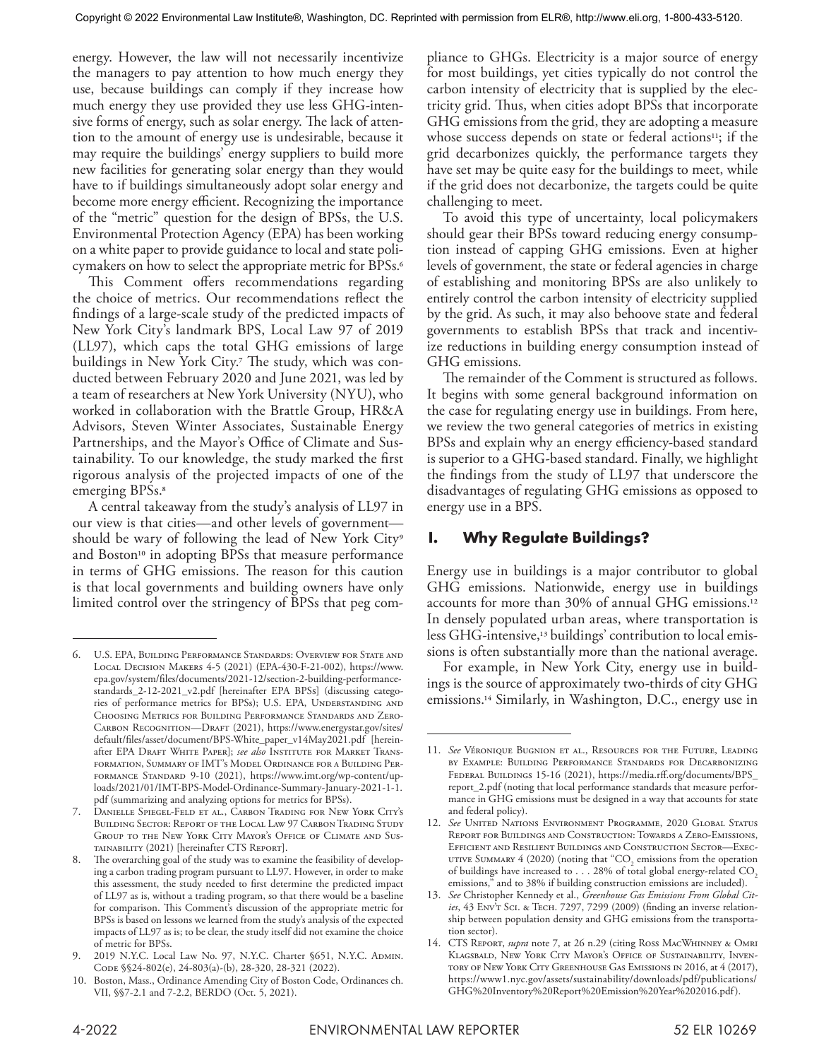energy. However, the law will not necessarily incentivize the managers to pay attention to how much energy they use, because buildings can comply if they increase how much energy they use provided they use less GHG-intensive forms of energy, such as solar energy. The lack of attention to the amount of energy use is undesirable, because it may require the buildings' energy suppliers to build more new facilities for generating solar energy than they would have to if buildings simultaneously adopt solar energy and become more energy efficient. Recognizing the importance of the "metric" question for the design of BPSs, the U.S. Environmental Protection Agency (EPA) has been working on a white paper to provide guidance to local and state policymakers on how to select the appropriate metric for BPSs.[6]

This Comment offers recommendations regarding the choice of metrics. Our recommendations reflect the findings of a large-scale study of the predicted impacts of New York City's landmark BPS, Local Law 97 of 2019 (LL97), which caps the total GHG emissions of large buildings in New York City.[7] The study, which was conducted between February 2020 and June 2021, was led by a team of researchers at New York University (NYU), who worked in collaboration with the Brattle Group, HR&A Advisors, Steven Winter Associates, Sustainable Energy Partnerships, and the Mayor's Office of Climate and Sustainability. To our knowledge, the study marked the first rigorous analysis of the projected impacts of one of the emerging BPSs.[8]

A central takeaway from the study's analysis of LL97 in our view is that cities—and other levels of government—should be wary of following the lead of New York City[9] and Boston[10] in adopting BPSs that measure performance in terms of GHG emissions. The reason for this caution is that local governments and building owners have only limited control over the stringency of BPSs that peg compliance to GHGs. Electricity is a major source of energy for most buildings, yet cities typically do not control the carbon intensity of electricity that is supplied by the electricity grid. Thus, when cities adopt BPSs that incorporate GHG emissions from the grid, they are adopting a measure whose success depends on state or federal actions[11]; if the grid decarbonizes quickly, the performance targets they have set may be quite easy for the buildings to meet, while if the grid does not decarbonize, the targets could be quite challenging to meet.

To avoid this type of uncertainty, local policymakers should gear their BPSs toward reducing energy consumption instead of capping GHG emissions. Even at higher levels of government, the state or federal agencies in charge of establishing and monitoring BPSs are also unlikely to entirely control the carbon intensity of electricity supplied by the grid. As such, it may also behoove state and federal governments to establish BPSs that track and incentivize reductions in building energy consumption instead of GHG emissions.

The remainder of the Comment is structured as follows. It begins with some general background information on the case for regulating energy use in buildings. From here, we review the two general categories of metrics in existing BPSs and explain why an energy efficiency-based standard is superior to a GHG-based standard. Finally, we highlight the findings from the study of LL97 that underscore the disadvantages of regulating GHG emissions as opposed to energy use in a BPS.

## I. Why Regulate Buildings?

Energy use in buildings is a major contributor to global GHG emissions. Nationwide, energy use in buildings accounts for more than 30% of annual GHG emissions.[12] In densely populated urban areas, where transportation is less GHG-intensive,[13] buildings' contribution to local emissions is often substantially more than the national average.

For example, in New York City, energy use in buildings is the source of approximately two-thirds of city GHG emissions.[14] Similarly, in Washington, D.C., energy use in

---

6. U.S. EPA, Building Performance Standards: Overview for State and Local Decision Makers 4-5 (2021) (EPA-430-F-21-002), https://www.epa.gov/system/files/documents/2021-12/section-2-building-performance-standards_2-12-2021_v2.pdf [hereinafter EPA BPSs] (discussing categories of performance metrics for BPSs); U.S. EPA, Understanding and Choosing Metrics for Building Performance Standards and Zero-Carbon Recognition—Draft (2021), https://www.energystar.gov/sites/default/files/asset/document/BPS-White_paper_v14May2021.pdf [hereinafter EPA Draft White Paper]; *see also* Institute for Market Transformation, Summary of IMT's Model Ordinance for a Building Performance Standard 9-10 (2021), https://www.imt.org/wp-content/uploads/2021/01/IMT-BPS-Model-Ordinance-Summary-January-2021-1-1.pdf (summarizing and analyzing options for metrics for BPSs).
7. Danielle Spiegel-Feld et al., Carbon Trading for New York City's Building Sector: Report of the Local Law 97 Carbon Trading Study Group to the New York City Mayor's Office of Climate and Sustainability (2021) [hereinafter CTS Report].
8. The overarching goal of the study was to examine the feasibility of developing a carbon trading program pursuant to LL97. However, in order to make this assessment, the study needed to first determine the predicted impact of LL97 as is, without a trading program, so that there would be a baseline for comparison. This Comment's discussion of the appropriate metric for BPSs is based on lessons we learned from the study's analysis of the expected impacts of LL97 as is; to be clear, the study itself did not examine the choice of metric for BPSs.
9. 2019 N.Y.C. Local Law No. 97, N.Y.C. Charter §651, N.Y.C. Admin. Code §§24-802(e), 24-803(a)-(b), 28-320, 28-321 (2022).
10. Boston, Mass., Ordinance Amending City of Boston Code, Ordinances ch. VII, §§7-2.1 and 7-2.2, BERDO (Oct. 5, 2021).
11. *See* Véronique Bugnion et al., Resources for the Future, Leading by Example: Building Performance Standards for Decarbonizing Federal Buildings 15-16 (2021), https://media.rff.org/documents/BPS_report_2.pdf (noting that local performance standards that measure performance in GHG emissions must be designed in a way that accounts for state and federal policy).
12. *See* United Nations Environment Programme, 2020 Global Status Report for Buildings and Construction: Towards a Zero-Emissions, Efficient and Resilient Buildings and Construction Sector—Executive Summary 4 (2020) (noting that "$CO_2$ emissions from the operation of buildings have increased to . . . 28% of total global energy-related $CO_2$ emissions," and to 38% if building construction emissions are included).
13. *See* Christopher Kennedy et al., *Greenhouse Gas Emissions From Global Cities*, 43 Env't Sci. & Tech. 7297, 7299 (2009) (finding an inverse relationship between population density and GHG emissions from the transportation sector).
14. CTS Report, *supra* note 7, at 26 n.29 (citing Ross MacWhinney & Omri Klagsbald, New York City Mayor's Office of Sustainability, Inventory of New York City Greenhouse Gas Emissions in 2016, at 4 (2017), https://www1.nyc.gov/assets/sustainability/downloads/pdf/publications/GHG%20Inventory%20Report%20Emission%20Year%202016.pdf).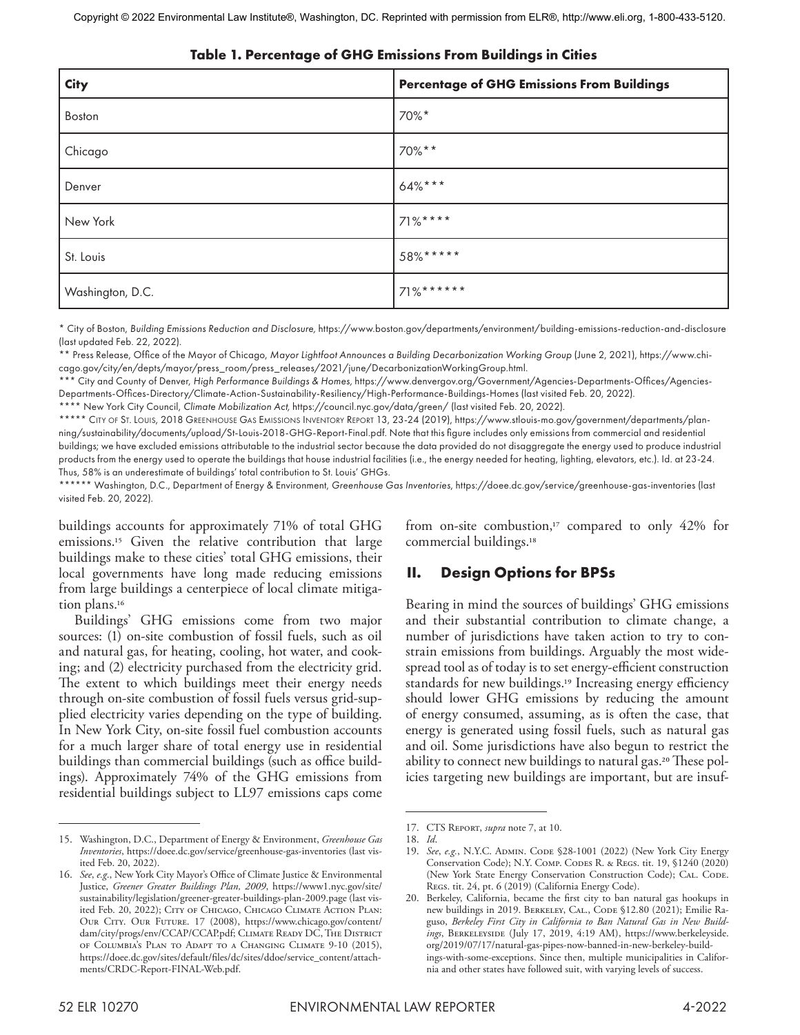**Table 1. Percentage of GHG Emissions From Buildings in Cities**

| City | Percentage of GHG Emissions From Buildings |
|---|---|
| Boston | 70%* |
| Chicago | 70%** |
| Denver | 64%*** |
| New York | 71%**** |
| St. Louis | 58%***** |
| Washington, D.C. | 71%****** |

\* City of Boston, *Building Emissions Reduction and Disclosure*, https://www.boston.gov/departments/environment/building-emissions-reduction-and-disclosure (last updated Feb. 22, 2022).

** Press Release, Office of the Mayor of Chicago, *Mayor Lightfoot Announces a Building Decarbonization Working Group* (June 2, 2021), https://www.chicago.gov/city/en/depts/mayor/press_room/press_releases/2021/june/DecarbonizationWorkingGroup.html.

*** City and County of Denver, *High Performance Buildings & Homes*, https://www.denvergov.org/Government/Agencies-Departments-Offices/Agencies-Departments-Offices-Directory/Climate-Action-Sustainability-Resiliency/High-Performance-Buildings-Homes (last visited Feb. 20, 2022).

**** New York City Council, *Climate Mobilization Act*, https://council.nyc.gov/data/green/ (last visited Feb. 20, 2022).

***** City of St. Louis, 2018 Greenhouse Gas Emissions Inventory Report 13, 23-24 (2019), https://www.stlouis-mo.gov/government/departments/planning/sustainability/documents/upload/St-Louis-2018-GHG-Report-Final.pdf. Note that this figure includes only emissions from commercial and residential buildings; we have excluded emissions attributable to the industrial sector because the data provided do not disaggregate the energy used to produce industrial products from the energy used to operate the buildings that house industrial facilities (i.e., the energy needed for heating, lighting, elevators, etc.). Id. at 23-24. Thus, 58% is an underestimate of buildings' total contribution to St. Louis' GHGs.

****** Washington, D.C., Department of Energy & Environment, *Greenhouse Gas Inventories*, https://doee.dc.gov/service/greenhouse-gas-inventories (last visited Feb. 20, 2022).

buildings accounts for approximately 71% of total GHG emissions.[15] Given the relative contribution that large buildings make to these cities' total GHG emissions, their local governments have long made reducing emissions from large buildings a centerpiece of local climate mitigation plans.[16]

Buildings' GHG emissions come from two major sources: (1) on-site combustion of fossil fuels, such as oil and natural gas, for heating, cooling, hot water, and cooking; and (2) electricity purchased from the electricity grid. The extent to which buildings meet their energy needs through on-site combustion of fossil fuels versus grid-supplied electricity varies depending on the type of building. In New York City, on-site fossil fuel combustion accounts for a much larger share of total energy use in residential buildings than commercial buildings (such as office buildings). Approximately 74% of the GHG emissions from residential buildings subject to LL97 emissions caps come from on-site combustion,[17] compared to only 42% for commercial buildings.[18]

## II. Design Options for BPSs

Bearing in mind the sources of buildings' GHG emissions and their substantial contribution to climate change, a number of jurisdictions have taken action to try to constrain emissions from buildings. Arguably the most widespread tool as of today is to set energy-efficient construction standards for new buildings.[19] Increasing energy efficiency should lower GHG emissions by reducing the amount of energy consumed, assuming, as is often the case, that energy is generated using fossil fuels, such as natural gas and oil. Some jurisdictions have also begun to restrict the ability to connect new buildings to natural gas.[20] These policies targeting new buildings are important, but are insuf-

---

15. Washington, D.C., Department of Energy & Environment, *Greenhouse Gas Inventories*, https://doee.dc.gov/service/greenhouse-gas-inventories (last visited Feb. 20, 2022).
16. *See, e.g.*, New York City Mayor's Office of Climate Justice & Environmental Justice, *Greener Greater Buildings Plan, 2009*, https://www1.nyc.gov/site/sustainability/legislation/greener-greater-buildings-plan-2009.page (last visited Feb. 20, 2022); City of Chicago, Chicago Climate Action Plan: Our City. Our Future. 17 (2008), https://www.chicago.gov/content/dam/city/progs/env/CCAP/CCAP.pdf; Climate Ready DC, The District of Columbia's Plan to Adapt to a Changing Climate 9-10 (2015), https://doee.dc.gov/sites/default/files/dc/sites/ddoe/service_content/attachments/CRDC-Report-FINAL-Web.pdf.
17. CTS Report, *supra* note 7, at 10.
18. *Id*.
19. *See, e.g.*, N.Y.C. Admin. Code §28-1001 (2022) (New York City Energy Conservation Code); N.Y. Comp. Codes R. & Regs. tit. 19, §1240 (2020) (New York State Energy Conservation Construction Code); Cal. Code. Regs. tit. 24, pt. 6 (2019) (California Energy Code).
20. Berkeley, California, became the first city to ban natural gas hookups in new buildings in 2019. Berkeley, Cal., Code §12.80 (2021); Emilie Raguso, *Berkeley First City in California to Ban Natural Gas in New Buildings*, Berkeleyside (July 17, 2019, 4:19 AM), https://www.berkeleyside.org/2019/07/17/natural-gas-pipes-now-banned-in-new-berkeley-buildings-with-some-exceptions. Since then, multiple municipalities in California and other states have followed suit, with varying levels of success.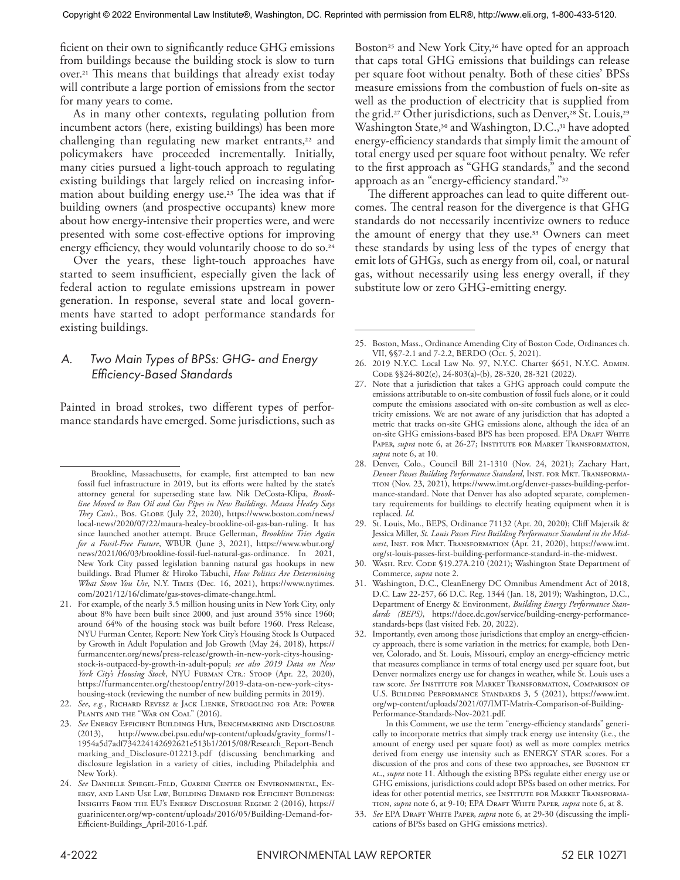ficient on their own to significantly reduce GHG emissions from buildings because the building stock is slow to turn over.[21] This means that buildings that already exist today will contribute a large portion of emissions from the sector for many years to come.

As in many other contexts, regulating pollution from incumbent actors (here, existing buildings) has been more challenging than regulating new market entrants,[22] and policymakers have proceeded incrementally. Initially, many cities pursued a light-touch approach to regulating existing buildings that largely relied on increasing information about building energy use.[23] The idea was that if building owners (and prospective occupants) knew more about how energy-intensive their properties were, and were presented with some cost-effective options for improving energy efficiency, they would voluntarily choose to do so.[24]

Over the years, these light-touch approaches have started to seem insufficient, especially given the lack of federal action to regulate emissions upstream in power generation. In response, several state and local governments have started to adopt performance standards for existing buildings.

### *A. Two Main Types of BPSs: GHG- and Energy Efficiency-Based Standards*

Painted in broad strokes, two different types of performance standards have emerged. Some jurisdictions, such as Boston[25] and New York City,[26] have opted for an approach that caps total GHG emissions that buildings can release per square foot without penalty. Both of these cities' BPSs measure emissions from the combustion of fuels on-site as well as the production of electricity that is supplied from the grid.[27] Other jurisdictions, such as Denver,[28] St. Louis,[29] Washington State,[30] and Washington, D.C.,[31] have adopted energy-efficiency standards that simply limit the amount of total energy used per square foot without penalty. We refer to the first approach as "GHG standards," and the second approach as an "energy-efficiency standard."[32]

The different approaches can lead to quite different outcomes. The central reason for the divergence is that GHG standards do not necessarily incentivize owners to reduce the amount of energy that they use.[33] Owners can meet these standards by using less of the types of energy that emit lots of GHGs, such as energy from oil, coal, or natural gas, without necessarily using less energy overall, if they substitute low or zero GHG-emitting energy.

---

Brookline, Massachusetts, for example, first attempted to ban new fossil fuel infrastructure in 2019, but its efforts were halted by the state's attorney general for superseding state law. Nik DeCosta-Klipa, *Brookline Moved to Ban Oil and Gas Pipes in New Buildings. Maura Healey Says They Can't.*, Bos. Globe (July 22, 2020), https://www.boston.com/news/local-news/2020/07/22/maura-healey-brookline-oil-gas-ban-ruling. It has since launched another attempt. Bruce Gellerman, *Brookline Tries Again for a Fossil-Free Future*, WBUR (June 3, 2021), https://www.wbur.org/news/2021/06/03/brookline-fossil-fuel-natural-gas-ordinance. In 2021, New York City passed legislation banning natural gas hookups in new buildings. Brad Plumer & Hiroko Tabuchi, *How Politics Are Determining What Stove You Use*, N.Y. Times (Dec. 16, 2021), https://www.nytimes.com/2021/12/16/climate/gas-stoves-climate-change.html.

21. For example, of the nearly 3.5 million housing units in New York City, only about 8% have been built since 2000, and just around 35% since 1960; around 64% of the housing stock was built before 1960. Press Release, NYU Furman Center, Report: New York City's Housing Stock Is Outpaced by Growth in Adult Population and Job Growth (May 24, 2018), https://furmancenter.org/news/press-release/growth-in-new-york-citys-housing-stock-is-outpaced-by-growth-in-adult-popul; *see also 2019 Data on New York City's Housing Stock*, NYU Furman Ctr.: Stoop (Apr. 22, 2020), https://furmancenter.org/thestoop/entry/2019-data-on-new-york-citys-housing-stock (reviewing the number of new building permits in 2019).

22. *See*, *e.g.*, Richard Revesz & Jack Lienke, Struggling for Air: Power Plants and the "War on Coal" (2016).

23. *See* Energy Efficient Buildings Hub, Benchmarking and Disclosure (2013), http://www.cbei.psu.edu/wp-content/uploads/gravity_forms/1-1954a5d7adf734224142692621e513b1/2015/08/Research_Report-Benchmarking_and_Disclosure-012213.pdf (discussing benchmarking and disclosure legislation in a variety of cities, including Philadelphia and New York).

24. *See* Danielle Spiegel-Feld, Guarini Center on Environmental, Energy, and Land Use Law, Building Demand for Efficient Buildings: Insights From the EU's Energy Disclosure Regime 2 (2016), https://guarinicenter.org/wp-content/uploads/2016/05/Building-Demand-for-Efficient-Buildings_April-2016-1.pdf.

25. Boston, Mass., Ordinance Amending City of Boston Code, Ordinances ch. VII, §§7-2.1 and 7-2.2, BERDO (Oct. 5, 2021).

26. 2019 N.Y.C. Local Law No. 97, N.Y.C. Charter §651, N.Y.C. Admin. Code §§24-802(e), 24-803(a)-(b), 28-320, 28-321 (2022).

27. Note that a jurisdiction that takes a GHG approach could compute the emissions attributable to on-site combustion of fossil fuels alone, or it could compute the emissions associated with on-site combustion as well as electricity emissions. We are not aware of any jurisdiction that has adopted a metric that tracks on-site GHG emissions alone, although the idea of an on-site GHG emissions-based BPS has been proposed. EPA Draft White Paper, *supra* note 6, at 26-27; Institute for Market Transformation, *supra* note 6, at 10.

28. Denver, Colo., Council Bill 21-1310 (Nov. 24, 2021); Zachary Hart, *Denver Passes Building Performance Standard*, Inst. for Mkt. Transformation (Nov. 23, 2021), https://www.imt.org/denver-passes-building-performance-standard. Note that Denver has also adopted separate, complementary requirements for buildings to electrify heating equipment when it is replaced. *Id*.

29. St. Louis, Mo., BEPS, Ordinance 71132 (Apr. 20, 2020); Cliff Majersik & Jessica Miller, *St. Louis Passes First Building Performance Standard in the Midwest*, Inst. for Mkt. Transformation (Apr. 21, 2020), https://www.imt.org/st-louis-passes-first-building-performance-standard-in-the-midwest.

30. Wash. Rev. Code §19.27A.210 (2021); Washington State Department of Commerce, *supra* note 2.

31. Washington, D.C., CleanEnergy DC Omnibus Amendment Act of 2018, D.C. Law 22-257, 66 D.C. Reg. 1344 (Jan. 18, 2019); Washington, D.C., Department of Energy & Environment, *Building Energy Performance Standards (BEPS)*, https://doee.dc.gov/service/building-energy-performance-standards-beps (last visited Feb. 20, 2022).

32. Importantly, even among those jurisdictions that employ an energy-efficiency approach, there is some variation in the metrics; for example, both Denver, Colorado, and St. Louis, Missouri, employ an energy-efficiency metric that measures compliance in terms of total energy used per square foot, but Denver normalizes energy use for changes in weather, while St. Louis uses a raw score. *See* Institute for Market Transformation, Comparison of U.S. Building Performance Standards 3, 5 (2021), https://www.imt.org/wp-content/uploads/2021/07/IMT-Matrix-Comparison-of-Building-Performance-Standards-Nov-2021.pdf.

In this Comment, we use the term "energy-efficiency standards" generically to incorporate metrics that simply track energy use intensity (i.e., the amount of energy used per square foot) as well as more complex metrics derived from energy use intensity such as ENERGY STAR scores. For a discussion of the pros and cons of these two approaches, see Bugnion et al., *supra* note 11. Although the existing BPSs regulate either energy use or GHG emissions, jurisdictions could adopt BPSs based on other metrics. For ideas for other potential metrics, see Institute for Market Transformation, *supra* note 6, at 9-10; EPA Draft White Paper, *supra* note 6, at 8.

33. *See* EPA Draft White Paper, *supra* note 6, at 29-30 (discussing the implications of BPSs based on GHG emissions metrics).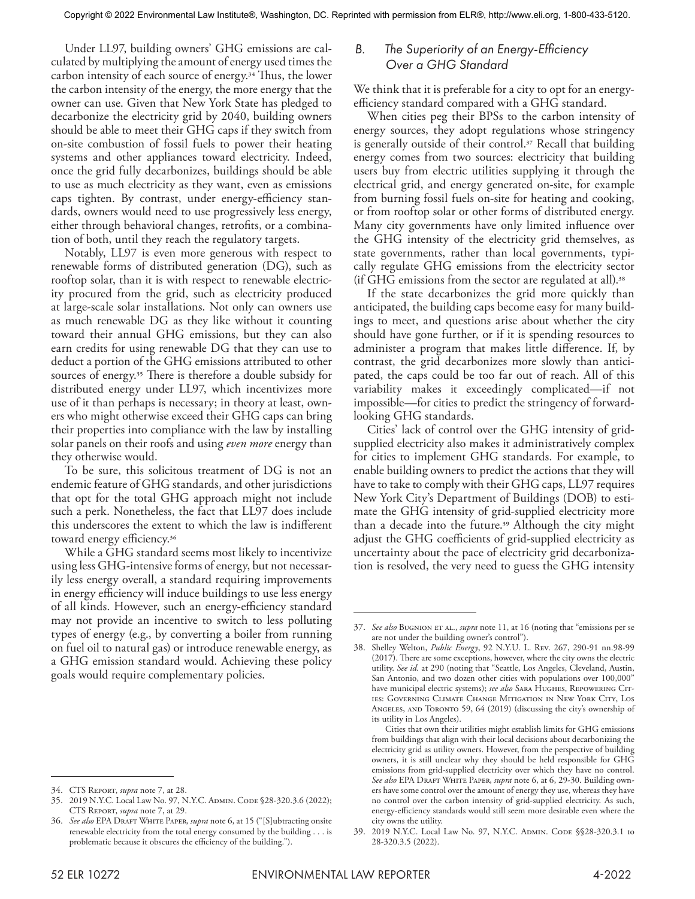Under LL97, building owners' GHG emissions are calculated by multiplying the amount of energy used times the carbon intensity of each source of energy.[34] Thus, the lower the carbon intensity of the energy, the more energy that the owner can use. Given that New York State has pledged to decarbonize the electricity grid by 2040, building owners should be able to meet their GHG caps if they switch from on-site combustion of fossil fuels to power their heating systems and other appliances toward electricity. Indeed, once the grid fully decarbonizes, buildings should be able to use as much electricity as they want, even as emissions caps tighten. By contrast, under energy-efficiency standards, owners would need to use progressively less energy, either through behavioral changes, retrofits, or a combination of both, until they reach the regulatory targets.

Notably, LL97 is even more generous with respect to renewable forms of distributed generation (DG), such as rooftop solar, than it is with respect to renewable electricity procured from the grid, such as electricity produced at large-scale solar installations. Not only can owners use as much renewable DG as they like without it counting toward their annual GHG emissions, but they can also earn credits for using renewable DG that they can use to deduct a portion of the GHG emissions attributed to other sources of energy.[35] There is therefore a double subsidy for distributed energy under LL97, which incentivizes more use of it than perhaps is necessary; in theory at least, owners who might otherwise exceed their GHG caps can bring their properties into compliance with the law by installing solar panels on their roofs and using *even more* energy than they otherwise would.

To be sure, this solicitous treatment of DG is not an endemic feature of GHG standards, and other jurisdictions that opt for the total GHG approach might not include such a perk. Nonetheless, the fact that LL97 does include this underscores the extent to which the law is indifferent toward energy efficiency.[36]

While a GHG standard seems most likely to incentivize using less GHG-intensive forms of energy, but not necessarily less energy overall, a standard requiring improvements in energy efficiency will induce buildings to use less energy of all kinds. However, such an energy-efficiency standard may not provide an incentive to switch to less polluting types of energy (e.g., by converting a boiler from running on fuel oil to natural gas) or introduce renewable energy, as a GHG emission standard would. Achieving these policy goals would require complementary policies.

### B. *The Superiority of an Energy-Efficiency Over a GHG Standard*

We think that it is preferable for a city to opt for an energy-efficiency standard compared with a GHG standard.

When cities peg their BPSs to the carbon intensity of energy sources, they adopt regulations whose stringency is generally outside of their control.[37] Recall that building energy comes from two sources: electricity that building users buy from electric utilities supplying it through the electrical grid, and energy generated on-site, for example from burning fossil fuels on-site for heating and cooking, or from rooftop solar or other forms of distributed energy. Many city governments have only limited influence over the GHG intensity of the electricity grid themselves, as state governments, rather than local governments, typically regulate GHG emissions from the electricity sector (if GHG emissions from the sector are regulated at all).[38]

If the state decarbonizes the grid more quickly than anticipated, the building caps become easy for many buildings to meet, and questions arise about whether the city should have gone further, or if it is spending resources to administer a program that makes little difference. If, by contrast, the grid decarbonizes more slowly than anticipated, the caps could be too far out of reach. All of this variability makes it exceedingly complicated—if not impossible—for cities to predict the stringency of forward-looking GHG standards.

Cities' lack of control over the GHG intensity of grid-supplied electricity also makes it administratively complex for cities to implement GHG standards. For example, to enable building owners to predict the actions that they will have to take to comply with their GHG caps, LL97 requires New York City's Department of Buildings (DOB) to estimate the GHG intensity of grid-supplied electricity more than a decade into the future.[39] Although the city might adjust the GHG coefficients of grid-supplied electricity as uncertainty about the pace of electricity grid decarbonization is resolved, the very need to guess the GHG intensity

---

34. CTS Report, *supra* note 7, at 28.
35. 2019 N.Y.C. Local Law No. 97, N.Y.C. Admin. Code §28-320.3.6 (2022); CTS Report, *supra* note 7, at 29.
36. *See also* EPA Draft White Paper, *supra* note 6, at 15 ("[S]ubtracting onsite renewable electricity from the total energy consumed by the building . . . is problematic because it obscures the efficiency of the building.").
37. *See also* Bugnion et al., *supra* note 11, at 16 (noting that "emissions per se are not under the building owner's control").
38. Shelley Welton, *Public Energy*, 92 N.Y.U. L. Rev. 267, 290-91 nn.98-99 (2017). There are some exceptions, however, where the city owns the electric utility. *See id.* at 290 (noting that "Seattle, Los Angeles, Cleveland, Austin, San Antonio, and two dozen other cities with populations over 100,000" have municipal electric systems); *see also* Sara Hughes, Repowering Cities: Governing Climate Change Mitigation in New York City, Los Angeles, and Toronto 59, 64 (2019) (discussing the city's ownership of its utility in Los Angeles).

    Cities that own their utilities might establish limits for GHG emissions from buildings that align with their local decisions about decarbonizing the electricity grid as utility owners. However, from the perspective of building owners, it is still unclear why they should be held responsible for GHG emissions from grid-supplied electricity over which they have no control. *See also* EPA Draft White Paper, *supra* note 6, at 6, 29-30. Building owners have some control over the amount of energy they use, whereas they have no control over the carbon intensity of grid-supplied electricity. As such, energy-efficiency standards would still seem more desirable even where the city owns the utility.
39. 2019 N.Y.C. Local Law No. 97, N.Y.C. Admin. Code §§28-320.3.1 to 28-320.3.5 (2022).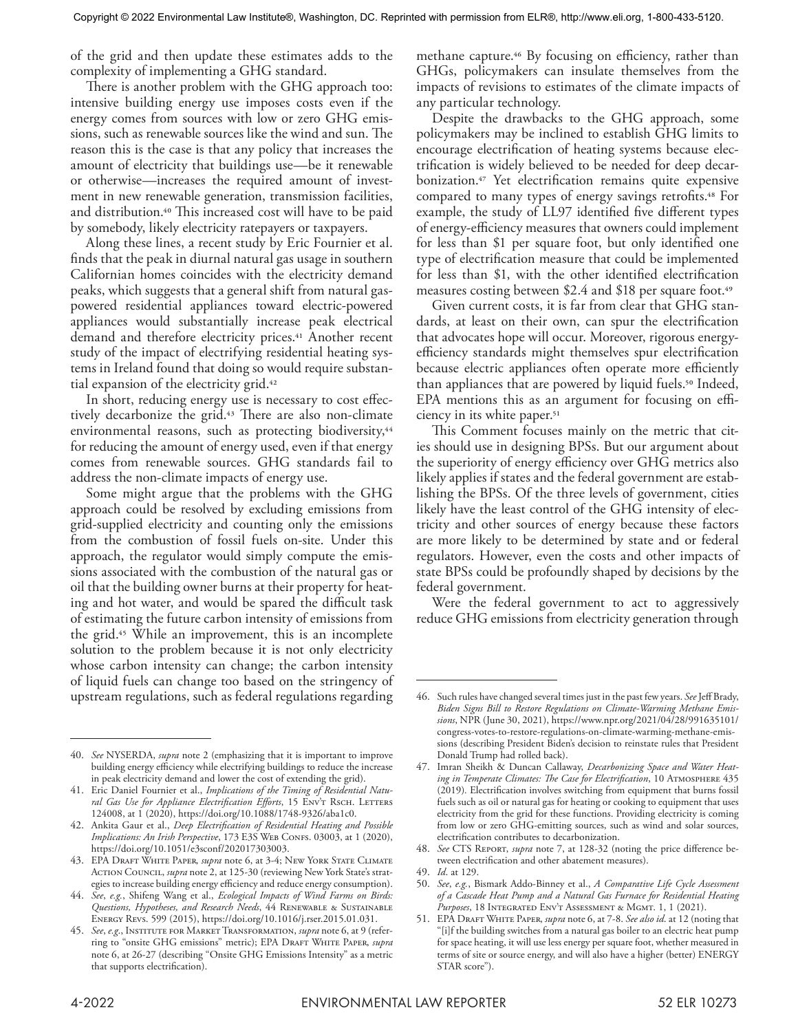of the grid and then update these estimates adds to the complexity of implementing a GHG standard.

There is another problem with the GHG approach too: intensive building energy use imposes costs even if the energy comes from sources with low or zero GHG emissions, such as renewable sources like the wind and sun. The reason this is the case is that any policy that increases the amount of electricity that buildings use—be it renewable or otherwise—increases the required amount of investment in new renewable generation, transmission facilities, and distribution.[40] This increased cost will have to be paid by somebody, likely electricity ratepayers or taxpayers.

Along these lines, a recent study by Eric Fournier et al. finds that the peak in diurnal natural gas usage in southern Californian homes coincides with the electricity demand peaks, which suggests that a general shift from natural gas-powered residential appliances toward electric-powered appliances would substantially increase peak electrical demand and therefore electricity prices.[41] Another recent study of the impact of electrifying residential heating systems in Ireland found that doing so would require substantial expansion of the electricity grid.[42]

In short, reducing energy use is necessary to cost effectively decarbonize the grid.[43] There are also non-climate environmental reasons, such as protecting biodiversity,[44] for reducing the amount of energy used, even if that energy comes from renewable sources. GHG standards fail to address the non-climate impacts of energy use.

Some might argue that the problems with the GHG approach could be resolved by excluding emissions from grid-supplied electricity and counting only the emissions from the combustion of fossil fuels on-site. Under this approach, the regulator would simply compute the emissions associated with the combustion of the natural gas or oil that the building owner burns at their property for heating and hot water, and would be spared the difficult task of estimating the future carbon intensity of emissions from the grid.[45] While an improvement, this is an incomplete solution to the problem because it is not only electricity whose carbon intensity can change; the carbon intensity of liquid fuels can change too based on the stringency of upstream regulations, such as federal regulations regarding methane capture.[46] By focusing on efficiency, rather than GHGs, policymakers can insulate themselves from the impacts of revisions to estimates of the climate impacts of any particular technology.

Despite the drawbacks to the GHG approach, some policymakers may be inclined to establish GHG limits to encourage electrification of heating systems because electrification is widely believed to be needed for deep decarbonization.[47] Yet electrification remains quite expensive compared to many types of energy savings retrofits.[48] For example, the study of LL97 identified five different types of energy-efficiency measures that owners could implement for less than $1 per square foot, but only identified one type of electrification measure that could be implemented for less than $1, with the other identified electrification measures costing between $2.4 and $18 per square foot.[49]

Given current costs, it is far from clear that GHG standards, at least on their own, can spur the electrification that advocates hope will occur. Moreover, rigorous energy-efficiency standards might themselves spur electrification because electric appliances often operate more efficiently than appliances that are powered by liquid fuels.[50] Indeed, EPA mentions this as an argument for focusing on efficiency in its white paper.[51]

This Comment focuses mainly on the metric that cities should use in designing BPSs. But our argument about the superiority of energy efficiency over GHG metrics also likely applies if states and the federal government are establishing the BPSs. Of the three levels of government, cities likely have the least control of the GHG intensity of electricity and other sources of energy because these factors are more likely to be determined by state and or federal regulators. However, even the costs and other impacts of state BPSs could be profoundly shaped by decisions by the federal government.

Were the federal government to act to aggressively reduce GHG emissions from electricity generation through

---

40. *See* NYSERDA, *supra* note 2 (emphasizing that it is important to improve building energy efficiency while electrifying buildings to reduce the increase in peak electricity demand and lower the cost of extending the grid).
41. Eric Daniel Fournier et al., *Implications of the Timing of Residential Natural Gas Use for Appliance Electrification Efforts*, 15 Env't Rsch. Letters 124008, at 1 (2020), https://doi.org/10.1088/1748-9326/aba1c0.
42. Ankita Gaur et al., *Deep Electrification of Residential Heating and Possible Implications: An Irish Perspective*, 173 E3S Web Confs. 03003, at 1 (2020), https://doi.org/10.1051/e3sconf/202017303003.
43. EPA Draft White Paper, *supra* note 6, at 3-4; New York State Climate Action Council, *supra* note 2, at 125-30 (reviewing New York State's strategies to increase building energy efficiency and reduce energy consumption).
44. *See, e.g.*, Shifeng Wang et al., *Ecological Impacts of Wind Farms on Birds: Questions, Hypotheses, and Research Needs*, 44 Renewable & Sustainable Energy Revs. 599 (2015), https://doi.org/10.1016/j.rser.2015.01.031.
45. *See, e.g.*, Institute for Market Transformation, *supra* note 6, at 9 (referring to "onsite GHG emissions" metric); EPA Draft White Paper, *supra* note 6, at 26-27 (describing "Onsite GHG Emissions Intensity" as a metric that supports electrification).
46. Such rules have changed several times just in the past few years. *See* Jeff Brady, *Biden Signs Bill to Restore Regulations on Climate-Warming Methane Emissions*, NPR (June 30, 2021), https://www.npr.org/2021/04/28/991635101/congress-votes-to-restore-regulations-on-climate-warming-methane-emissions (describing President Biden's decision to reinstate rules that President Donald Trump had rolled back).
47. Imran Sheikh & Duncan Callaway, *Decarbonizing Space and Water Heating in Temperate Climates: The Case for Electrification*, 10 Atmosphere 435 (2019). Electrification involves switching from equipment that burns fossil fuels such as oil or natural gas for heating or cooking to equipment that uses electricity from the grid for these functions. Providing electricity is coming from low or zero GHG-emitting sources, such as wind and solar sources, electrification contributes to decarbonization.
48. *See* CTS Report, *supra* note 7, at 128-32 (noting the price difference between electrification and other abatement measures).
49. *Id*. at 129.
50. *See, e.g.*, Bismark Addo-Binney et al., *A Comparative Life Cycle Assessment of a Cascade Heat Pump and a Natural Gas Furnace for Residential Heating Purposes*, 18 Integrated Env't Assessment & Mgmt. 1, 1 (2021).
51. EPA Draft White Paper, *supra* note 6, at 7-8. *See also id*. at 12 (noting that "[i]f the building switches from a natural gas boiler to an electric heat pump for space heating, it will use less energy per square foot, whether measured in terms of site or source energy, and will also have a higher (better) ENERGY STAR score").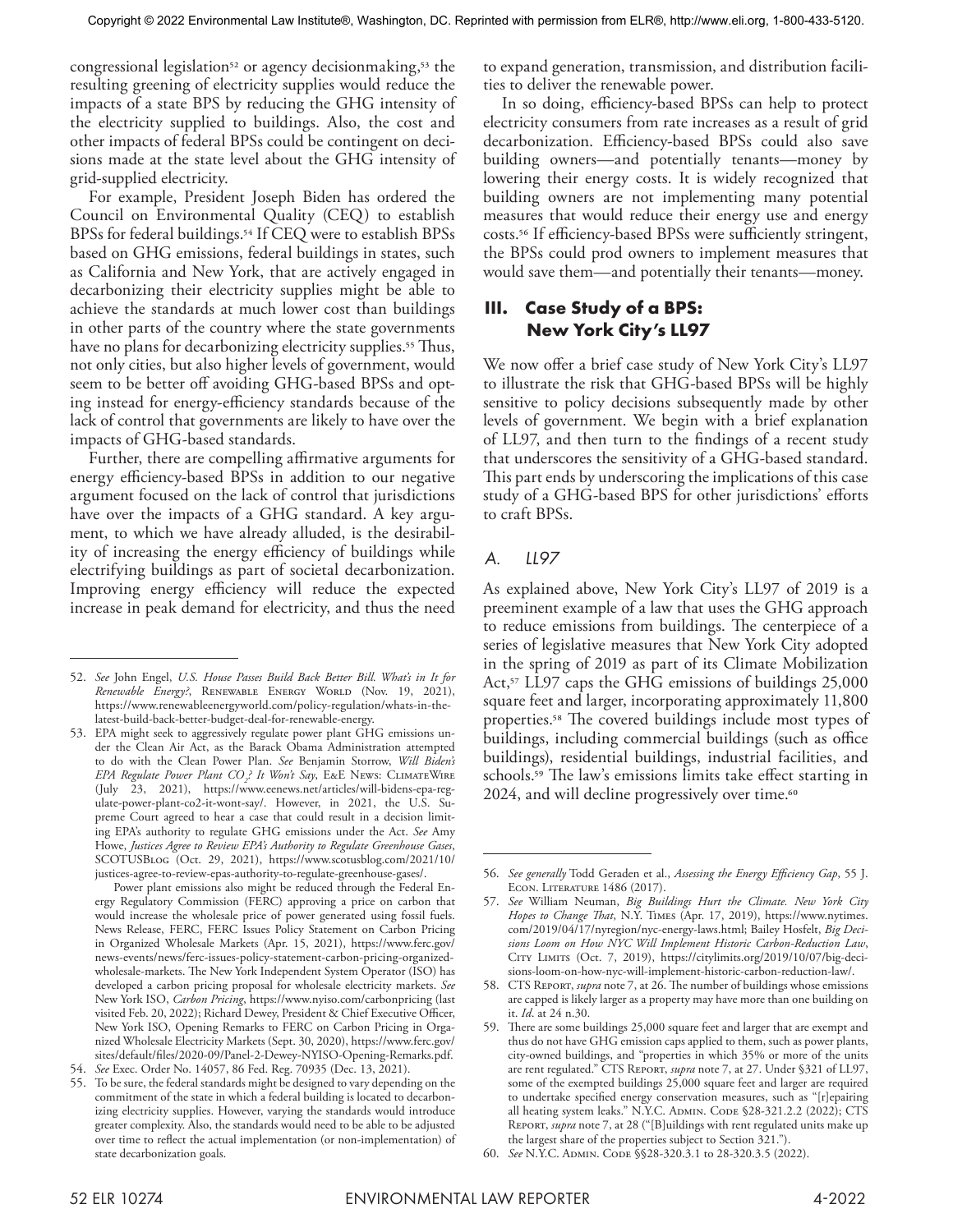congressional legislation[52] or agency decisionmaking,[53] the resulting greening of electricity supplies would reduce the impacts of a state BPS by reducing the GHG intensity of the electricity supplied to buildings. Also, the cost and other impacts of federal BPSs could be contingent on decisions made at the state level about the GHG intensity of grid-supplied electricity.

For example, President Joseph Biden has ordered the Council on Environmental Quality (CEQ) to establish BPSs for federal buildings.[54] If CEQ were to establish BPSs based on GHG emissions, federal buildings in states, such as California and New York, that are actively engaged in decarbonizing their electricity supplies might be able to achieve the standards at much lower cost than buildings in other parts of the country where the state governments have no plans for decarbonizing electricity supplies.[55] Thus, not only cities, but also higher levels of government, would seem to be better off avoiding GHG-based BPSs and opting instead for energy-efficiency standards because of the lack of control that governments are likely to have over the impacts of GHG-based standards.

Further, there are compelling affirmative arguments for energy efficiency-based BPSs in addition to our negative argument focused on the lack of control that jurisdictions have over the impacts of a GHG standard. A key argument, to which we have already alluded, is the desirability of increasing the energy efficiency of buildings while electrifying buildings as part of societal decarbonization. Improving energy efficiency will reduce the expected increase in peak demand for electricity, and thus the need to expand generation, transmission, and distribution facilities to deliver the renewable power.

In so doing, efficiency-based BPSs can help to protect electricity consumers from rate increases as a result of grid decarbonization. Efficiency-based BPSs could also save building owners—and potentially tenants—money by lowering their energy costs. It is widely recognized that building owners are not implementing many potential measures that would reduce their energy use and energy costs.[56] If efficiency-based BPSs were sufficiently stringent, the BPSs could prod owners to implement measures that would save them—and potentially their tenants—money.

## III. Case Study of a BPS: New York City's LL97

We now offer a brief case study of New York City's LL97 to illustrate the risk that GHG-based BPSs will be highly sensitive to policy decisions subsequently made by other levels of government. We begin with a brief explanation of LL97, and then turn to the findings of a recent study that underscores the sensitivity of a GHG-based standard. This part ends by underscoring the implications of this case study of a GHG-based BPS for other jurisdictions' efforts to craft BPSs.

### A. LL97

As explained above, New York City's LL97 of 2019 is a preeminent example of a law that uses the GHG approach to reduce emissions from buildings. The centerpiece of a series of legislative measures that New York City adopted in the spring of 2019 as part of its Climate Mobilization Act,[57] LL97 caps the GHG emissions of buildings 25,000 square feet and larger, incorporating approximately 11,800 properties.[58] The covered buildings include most types of buildings, including commercial buildings (such as office buildings), residential buildings, industrial facilities, and schools.[59] The law's emissions limits take effect starting in 2024, and will decline progressively over time.[60]

---

52. *See* John Engel, *U.S. House Passes Build Back Better Bill. What's in It for Renewable Energy?*, Renewable Energy World (Nov. 19, 2021), https://www.renewableenergyworld.com/policy-regulation/whats-in-the-latest-build-back-better-budget-deal-for-renewable-energy.

53. EPA might seek to aggressively regulate power plant GHG emissions under the Clean Air Act, as the Barack Obama Administration attempted to do with the Clean Power Plan. *See* Benjamin Storrow, *Will Biden's EPA Regulate Power Plant $CO_2$? It Won't Say*, E&E News: ClimateWire (July 23, 2021), https://www.eenews.net/articles/will-bidens-epa-regulate-power-plant-co2-it-wont-say/. However, in 2021, the U.S. Supreme Court agreed to hear a case that could result in a decision limiting EPA's authority to regulate GHG emissions under the Act. *See* Amy Howe, *Justices Agree to Review EPA's Authority to Regulate Greenhouse Gases*, SCOTUSBlog (Oct. 29, 2021), https://www.scotusblog.com/2021/10/justices-agree-to-review-epas-authority-to-regulate-greenhouse-gases/.

    Power plant emissions also might be reduced through the Federal Energy Regulatory Commission (FERC) approving a price on carbon that would increase the wholesale price of power generated using fossil fuels. News Release, FERC, FERC Issues Policy Statement on Carbon Pricing in Organized Wholesale Markets (Apr. 15, 2021), https://www.ferc.gov/news-events/news/ferc-issues-policy-statement-carbon-pricing-organized-wholesale-markets. The New York Independent System Operator (ISO) has developed a carbon pricing proposal for wholesale electricity markets. *See* New York ISO, *Carbon Pricing*, https://www.nyiso.com/carbonpricing (last visited Feb. 20, 2022); Richard Dewey, President & Chief Executive Officer, New York ISO, Opening Remarks to FERC on Carbon Pricing in Organized Wholesale Electricity Markets (Sept. 30, 2020), https://www.ferc.gov/sites/default/files/2020-09/Panel-2-Dewey-NYISO-Opening-Remarks.pdf.

54. *See* Exec. Order No. 14057, 86 Fed. Reg. 70935 (Dec. 13, 2021).

55. To be sure, the federal standards might be designed to vary depending on the commitment of the state in which a federal building is located to decarbonizing electricity supplies. However, varying the standards would introduce greater complexity. Also, the standards would need to be able to be adjusted over time to reflect the actual implementation (or non-implementation) of state decarbonization goals.

56. *See generally* Todd Geraden et al., *Assessing the Energy Efficiency Gap*, 55 J. Econ. Literature 1486 (2017).

57. *See* William Neuman, *Big Buildings Hurt the Climate. New York City Hopes to Change That*, N.Y. Times (Apr. 17, 2019), https://www.nytimes.com/2019/04/17/nyregion/nyc-energy-laws.html; Bailey Hosfelt, *Big Decisions Loom on How NYC Will Implement Historic Carbon-Reduction Law*, City Limits (Oct. 7, 2019), https://citylimits.org/2019/10/07/big-decisions-loom-on-how-nyc-will-implement-historic-carbon-reduction-law/.

58. CTS Report, *supra* note 7, at 26. The number of buildings whose emissions are capped is likely larger as a property may have more than one building on it. *Id*. at 24 n.30.

59. There are some buildings 25,000 square feet and larger that are exempt and thus do not have GHG emission caps applied to them, such as power plants, city-owned buildings, and "properties in which 35% or more of the units are rent regulated." CTS Report, *supra* note 7, at 27. Under §321 of LL97, some of the exempted buildings 25,000 square feet and larger are required to undertake specified energy conservation measures, such as "[r]epairing all heating system leaks." N.Y.C. Admin. Code §28-321.2.2 (2022); CTS Report, *supra* note 7, at 28 ("[B]uildings with rent regulated units make up the largest share of the properties subject to Section 321.").

60. *See* N.Y.C. Admin. Code §§28-320.3.1 to 28-320.3.5 (2022).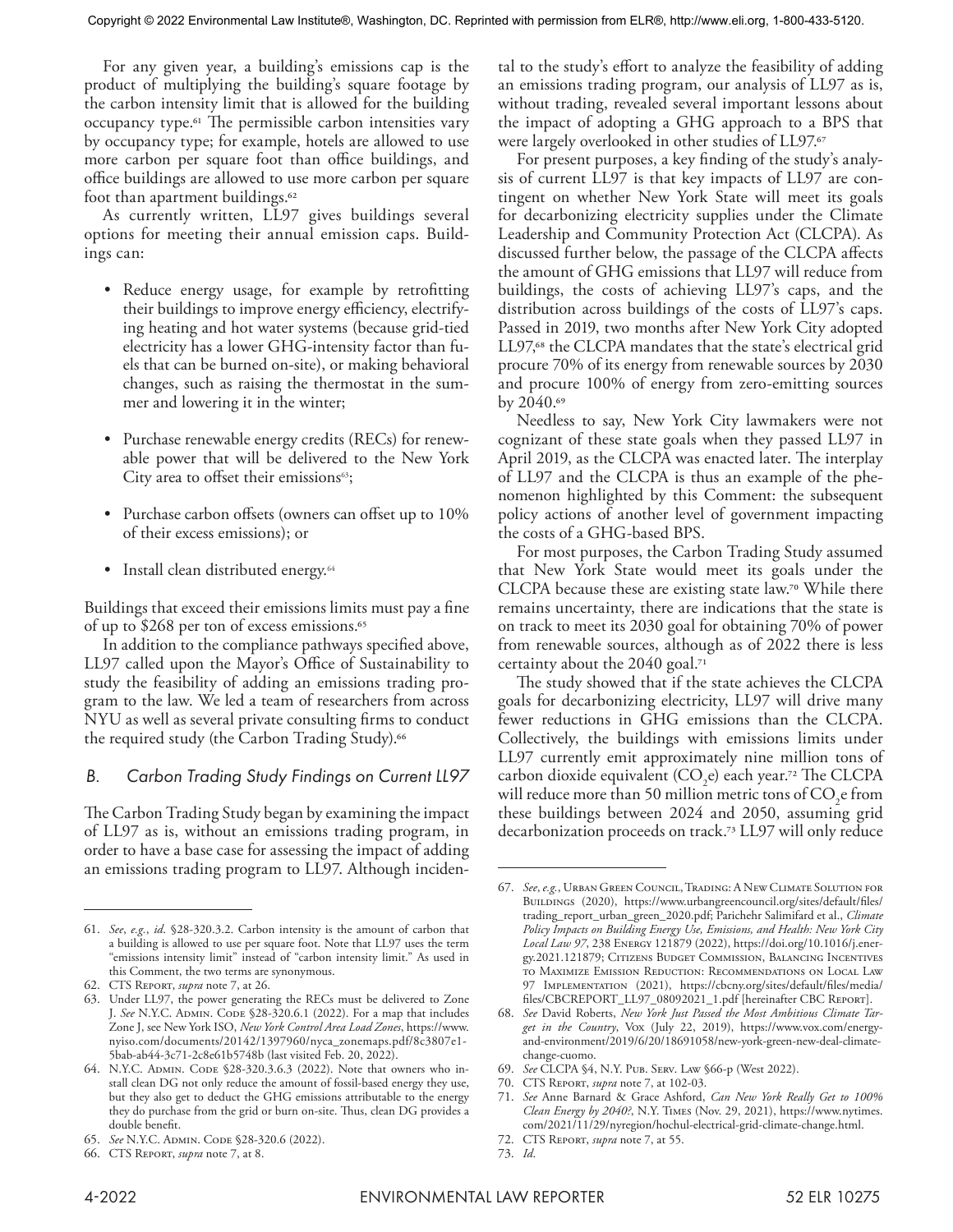For any given year, a building's emissions cap is the product of multiplying the building's square footage by the carbon intensity limit that is allowed for the building occupancy type.[61] The permissible carbon intensities vary by occupancy type; for example, hotels are allowed to use more carbon per square foot than office buildings, and office buildings are allowed to use more carbon per square foot than apartment buildings.[62]

As currently written, LL97 gives buildings several options for meeting their annual emission caps. Buildings can:

- Reduce energy usage, for example by retrofitting their buildings to improve energy efficiency, electrifying heating and hot water systems (because grid-tied electricity has a lower GHG-intensity factor than fuels that can be burned on-site), or making behavioral changes, such as raising the thermostat in the summer and lowering it in the winter;
- Purchase renewable energy credits (RECs) for renewable power that will be delivered to the New York City area to offset their emissions[63];
- Purchase carbon offsets (owners can offset up to 10% of their excess emissions); or
- Install clean distributed energy.[64]

Buildings that exceed their emissions limits must pay a fine of up to $268 per ton of excess emissions.[65]

In addition to the compliance pathways specified above, LL97 called upon the Mayor's Office of Sustainability to study the feasibility of adding an emissions trading program to the law. We led a team of researchers from across NYU as well as several private consulting firms to conduct the required study (the Carbon Trading Study).[66]

### B. Carbon Trading Study Findings on Current LL97

The Carbon Trading Study began by examining the impact of LL97 as is, without an emissions trading program, in order to have a base case for assessing the impact of adding an emissions trading program to LL97. Although incidental to the study's effort to analyze the feasibility of adding an emissions trading program, our analysis of LL97 as is, without trading, revealed several important lessons about the impact of adopting a GHG approach to a BPS that were largely overlooked in other studies of LL97.[67]

For present purposes, a key finding of the study's analysis of current LL97 is that key impacts of LL97 are contingent on whether New York State will meet its goals for decarbonizing electricity supplies under the Climate Leadership and Community Protection Act (CLCPA). As discussed further below, the passage of the CLCPA affects the amount of GHG emissions that LL97 will reduce from buildings, the costs of achieving LL97's caps, and the distribution across buildings of the costs of LL97's caps. Passed in 2019, two months after New York City adopted LL97,[68] the CLCPA mandates that the state's electrical grid procure 70% of its energy from renewable sources by 2030 and procure 100% of energy from zero-emitting sources by 2040.[69]

Needless to say, New York City lawmakers were not cognizant of these state goals when they passed LL97 in April 2019, as the CLCPA was enacted later. The interplay of LL97 and the CLCPA is thus an example of the phenomenon highlighted by this Comment: the subsequent policy actions of another level of government impacting the costs of a GHG-based BPS.

For most purposes, the Carbon Trading Study assumed that New York State would meet its goals under the CLCPA because these are existing state law.[70] While there remains uncertainty, there are indications that the state is on track to meet its 2030 goal for obtaining 70% of power from renewable sources, although as of 2022 there is less certainty about the 2040 goal.[71]

The study showed that if the state achieves the CLCPA goals for decarbonizing electricity, LL97 will drive many fewer reductions in GHG emissions than the CLCPA. Collectively, the buildings with emissions limits under LL97 currently emit approximately nine million tons of carbon dioxide equivalent ($CO_2e$) each year.[72] The CLCPA will reduce more than 50 million metric tons of $CO_2e$ from these buildings between 2024 and 2050, assuming grid decarbonization proceeds on track.[73] LL97 will only reduce

---

61. *See*, *e.g.*, *id.* §28-320.3.2. Carbon intensity is the amount of carbon that a building is allowed to use per square foot. Note that LL97 uses the term "emissions intensity limit" instead of "carbon intensity limit." As used in this Comment, the two terms are synonymous.
62. CTS Report, *supra* note 7, at 26.
63. Under LL97, the power generating the RECs must be delivered to Zone J. *See* N.Y.C. Admin. Code §28-320.6.1 (2022). For a map that includes Zone J, see New York ISO, *New York Control Area Load Zones*, https://www.nyiso.com/documents/20142/1397960/nyca_zonemaps.pdf/8c3807e1-5bab-ab44-3c71-2c8e61b5748b (last visited Feb. 20, 2022).
64. N.Y.C. Admin. Code §28-320.3.6.3 (2022). Note that owners who install clean DG not only reduce the amount of fossil-based energy they use, but they also get to deduct the GHG emissions attributable to the energy they do purchase from the grid or burn on-site. Thus, clean DG provides a double benefit.
65. *See* N.Y.C. Admin. Code §28-320.6 (2022).
66. CTS Report, *supra* note 7, at 8.
67. *See*, *e.g.*, Urban Green Council, Trading: A New Climate Solution for Buildings (2020), https://www.urbangreencouncil.org/sites/default/files/trading_report_urban_green_2020.pdf; Parichehr Salimifard et al., *Climate Policy Impacts on Building Energy Use, Emissions, and Health: New York City Local Law 97*, 238 Energy 121879 (2022), https://doi.org/10.1016/j.energy.2021.121879; Citizens Budget Commission, Balancing Incentives to Maximize Emission Reduction: Recommendations on Local Law 97 Implementation (2021), https://cbcny.org/sites/default/files/media/files/CBCREPORT_LL97_08092021_1.pdf [hereinafter CBC Report].
68. *See* David Roberts, *New York Just Passed the Most Ambitious Climate Target in the Country*, Vox (July 22, 2019), https://www.vox.com/energy-and-environment/2019/6/20/18691058/new-york-green-new-deal-climate-change-cuomo.
69. *See* CLCPA §4, N.Y. Pub. Serv. Law §66-p (West 2022).
70. CTS Report, *supra* note 7, at 102-03.
71. *See* Anne Barnard & Grace Ashford, *Can New York Really Get to 100% Clean Energy by 2040?*, N.Y. Times (Nov. 29, 2021), https://www.nytimes.com/2021/11/29/nyregion/hochul-electrical-grid-climate-change.html.
72. CTS Report, *supra* note 7, at 55.
73. *Id.*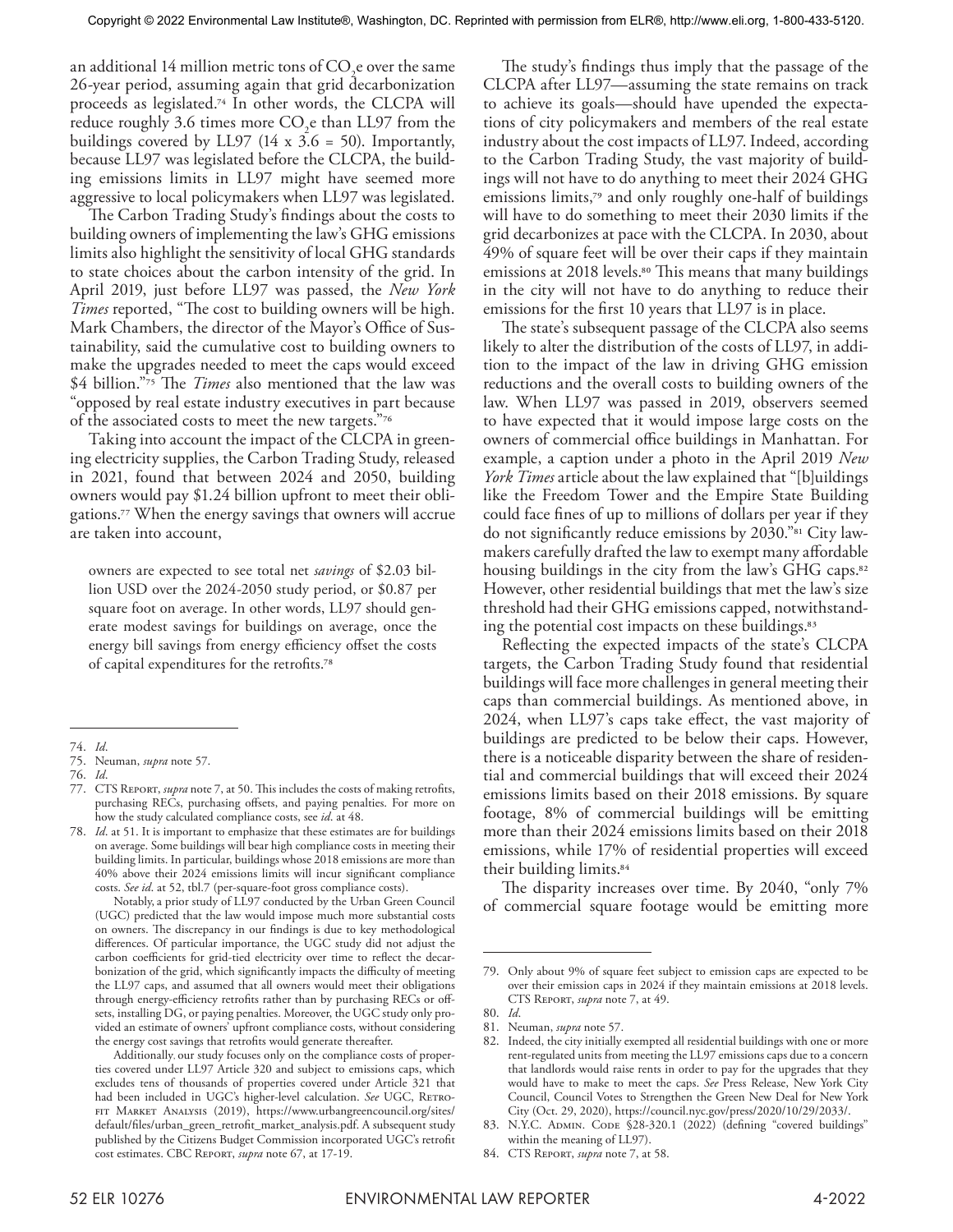an additional 14 million metric tons of $CO_2e$ over the same 26-year period, assuming again that grid decarbonization proceeds as legislated.[74] In other words, the CLCPA will reduce roughly 3.6 times more $CO_2e$ than LL97 from the buildings covered by LL97 (14 x 3.6 = 50). Importantly, because LL97 was legislated before the CLCPA, the building emissions limits in LL97 might have seemed more aggressive to local policymakers when LL97 was legislated.

The Carbon Trading Study's findings about the costs to building owners of implementing the law's GHG emissions limits also highlight the sensitivity of local GHG standards to state choices about the carbon intensity of the grid. In April 2019, just before LL97 was passed, the *New York Times* reported, "The cost to building owners will be high. Mark Chambers, the director of the Mayor's Office of Sustainability, said the cumulative cost to building owners to make the upgrades needed to meet the caps would exceed \$4 billion."[75] The *Times* also mentioned that the law was "opposed by real estate industry executives in part because of the associated costs to meet the new targets."[76]

Taking into account the impact of the CLCPA in greening electricity supplies, the Carbon Trading Study, released in 2021, found that between 2024 and 2050, building owners would pay \$1.24 billion upfront to meet their obligations.[77] When the energy savings that owners will accrue are taken into account,

> owners are expected to see total net *savings* of \$2.03 billion USD over the 2024-2050 study period, or \$0.87 per square foot on average. In other words, LL97 should generate modest savings for buildings on average, once the energy bill savings from energy efficiency offset the costs of capital expenditures for the retrofits.[78]

The study's findings thus imply that the passage of the CLCPA after LL97—assuming the state remains on track to achieve its goals—should have upended the expectations of city policymakers and members of the real estate industry about the cost impacts of LL97. Indeed, according to the Carbon Trading Study, the vast majority of buildings will not have to do anything to meet their 2024 GHG emissions limits,[79] and only roughly one-half of buildings will have to do something to meet their 2030 limits if the grid decarbonizes at pace with the CLCPA. In 2030, about 49% of square feet will be over their caps if they maintain emissions at 2018 levels.[80] This means that many buildings in the city will not have to do anything to reduce their emissions for the first 10 years that LL97 is in place.

The state's subsequent passage of the CLCPA also seems likely to alter the distribution of the costs of LL97, in addition to the impact of the law in driving GHG emission reductions and the overall costs to building owners of the law. When LL97 was passed in 2019, observers seemed to have expected that it would impose large costs on the owners of commercial office buildings in Manhattan. For example, a caption under a photo in the April 2019 *New York Times* article about the law explained that "[b]uildings like the Freedom Tower and the Empire State Building could face fines of up to millions of dollars per year if they do not significantly reduce emissions by 2030."[81] City lawmakers carefully drafted the law to exempt many affordable housing buildings in the city from the law's GHG caps.[82] However, other residential buildings that met the law's size threshold had their GHG emissions capped, notwithstanding the potential cost impacts on these buildings.[83]

Reflecting the expected impacts of the state's CLCPA targets, the Carbon Trading Study found that residential buildings will face more challenges in general meeting their caps than commercial buildings. As mentioned above, in 2024, when LL97's caps take effect, the vast majority of buildings are predicted to be below their caps. However, there is a noticeable disparity between the share of residential and commercial buildings that will exceed their 2024 emissions limits based on their 2018 emissions. By square footage, 8% of commercial buildings will be emitting more than their 2024 emissions limits based on their 2018 emissions, while 17% of residential properties will exceed their building limits.[84]

The disparity increases over time. By 2040, "only 7% of commercial square footage would be emitting more

---

74. *Id*.
75. Neuman, *supra* note 57.
76. *Id*.
77. CTS Report, *supra* note 7, at 50. This includes the costs of making retrofits, purchasing RECs, purchasing offsets, and paying penalties. For more on how the study calculated compliance costs, see *id*. at 48.
78. *Id*. at 51. It is important to emphasize that these estimates are for buildings on average. Some buildings will bear high compliance costs in meeting their building limits. In particular, buildings whose 2018 emissions are more than 40% above their 2024 emissions limits will incur significant compliance costs. *See id*. at 52, tbl.7 (per-square-foot gross compliance costs).

    Notably, a prior study of LL97 conducted by the Urban Green Council (UGC) predicted that the law would impose much more substantial costs on owners. The discrepancy in our findings is due to key methodological differences. Of particular importance, the UGC study did not adjust the carbon coefficients for grid-tied electricity over time to reflect the decarbonization of the grid, which significantly impacts the difficulty of meeting the LL97 caps, and assumed that all owners would meet their obligations through energy-efficiency retrofits rather than by purchasing RECs or offsets, installing DG, or paying penalties. Moreover, the UGC study only provided an estimate of owners' upfront compliance costs, without considering the energy cost savings that retrofits would generate thereafter.

    Additionally, our study focuses only on the compliance costs of properties covered under LL97 Article 320 and subject to emissions caps, which excludes tens of thousands of properties covered under Article 321 that had been included in UGC's higher-level calculation. *See* UGC, Retrofit Market Analysis (2019), https://www.urbangreencouncil.org/sites/default/files/urban_green_retrofit_market_analysis.pdf. A subsequent study published by the Citizens Budget Commission incorporated UGC's retrofit cost estimates. CBC Report, *supra* note 67, at 17-19.
79. Only about 9% of square feet subject to emission caps are expected to be over their emission caps in 2024 if they maintain emissions at 2018 levels. CTS Report, *supra* note 7, at 49.
80. *Id*.
81. Neuman, *supra* note 57.
82. Indeed, the city initially exempted all residential buildings with one or more rent-regulated units from meeting the LL97 emissions caps due to a concern that landlords would raise rents in order to pay for the upgrades that they would have to make to meet the caps. *See* Press Release, New York City Council, Council Votes to Strengthen the Green New Deal for New York City (Oct. 29, 2020), https://council.nyc.gov/press/2020/10/29/2033/.
83. N.Y.C. Admin. Code §28-320.1 (2022) (defining "covered buildings" within the meaning of LL97).
84. CTS Report, *supra* note 7, at 58.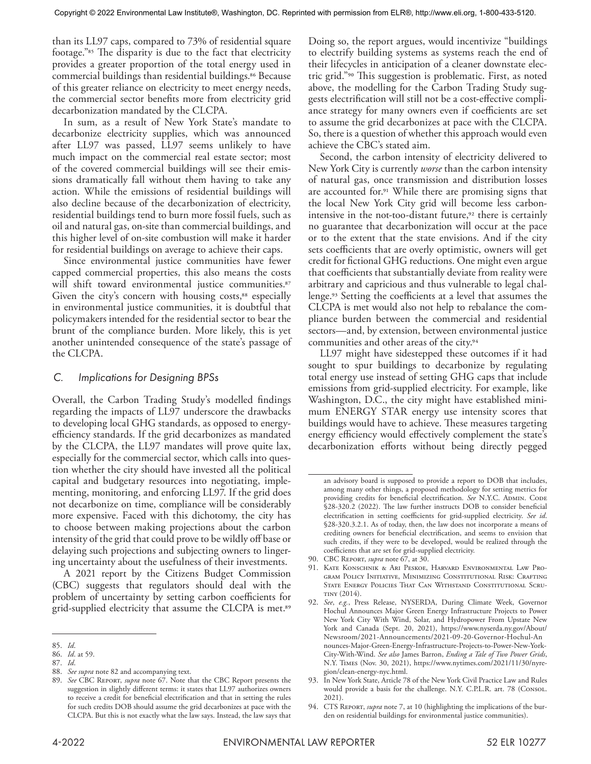than its LL97 caps, compared to 73% of residential square footage."[85] The disparity is due to the fact that electricity provides a greater proportion of the total energy used in commercial buildings than residential buildings.[86] Because of this greater reliance on electricity to meet energy needs, the commercial sector benefits more from electricity grid decarbonization mandated by the CLCPA.

In sum, as a result of New York State's mandate to decarbonize electricity supplies, which was announced after LL97 was passed, LL97 seems unlikely to have much impact on the commercial real estate sector; most of the covered commercial buildings will see their emissions dramatically fall without them having to take any action. While the emissions of residential buildings will also decline because of the decarbonization of electricity, residential buildings tend to burn more fossil fuels, such as oil and natural gas, on-site than commercial buildings, and this higher level of on-site combustion will make it harder for residential buildings on average to achieve their caps.

Since environmental justice communities have fewer capped commercial properties, this also means the costs will shift toward environmental justice communities.[87] Given the city's concern with housing costs,[88] especially in environmental justice communities, it is doubtful that policymakers intended for the residential sector to bear the brunt of the compliance burden. More likely, this is yet another unintended consequence of the state's passage of the CLCPA.

### C. Implications for Designing BPSs

Overall, the Carbon Trading Study's modelled findings regarding the impacts of LL97 underscore the drawbacks to developing local GHG standards, as opposed to energy-efficiency standards. If the grid decarbonizes as mandated by the CLCPA, the LL97 mandates will prove quite lax, especially for the commercial sector, which calls into question whether the city should have invested all the political capital and budgetary resources into negotiating, implementing, monitoring, and enforcing LL97. If the grid does not decarbonize on time, compliance will be considerably more expensive. Faced with this dichotomy, the city has to choose between making projections about the carbon intensity of the grid that could prove to be wildly off base or delaying such projections and subjecting owners to lingering uncertainty about the usefulness of their investments.

A 2021 report by the Citizens Budget Commission (CBC) suggests that regulators should deal with the problem of uncertainty by setting carbon coefficients for grid-supplied electricity that assume the CLCPA is met.[89] Doing so, the report argues, would incentivize "buildings to electrify building systems as systems reach the end of their lifecycles in anticipation of a cleaner downstate electric grid."[90] This suggestion is problematic. First, as noted above, the modelling for the Carbon Trading Study suggests electrification will still not be a cost-effective compliance strategy for many owners even if coefficients are set to assume the grid decarbonizes at pace with the CLCPA. So, there is a question of whether this approach would even achieve the CBC's stated aim.

Second, the carbon intensity of electricity delivered to New York City is currently *worse* than the carbon intensity of natural gas, once transmission and distribution losses are accounted for.[91] While there are promising signs that the local New York City grid will become less carbon-intensive in the not-too-distant future,[92] there is certainly no guarantee that decarbonization will occur at the pace or to the extent that the state envisions. And if the city sets coefficients that are overly optimistic, owners will get credit for fictional GHG reductions. One might even argue that coefficients that substantially deviate from reality were arbitrary and capricious and thus vulnerable to legal challenge.[93] Setting the coefficients at a level that assumes the CLCPA is met would also not help to rebalance the compliance burden between the commercial and residential sectors—and, by extension, between environmental justice communities and other areas of the city.[94]

LL97 might have sidestepped these outcomes if it had sought to spur buildings to decarbonize by regulating total energy use instead of setting GHG caps that include emissions from grid-supplied electricity. For example, like Washington, D.C., the city might have established minimum ENERGY STAR energy use intensity scores that buildings would have to achieve. These measures targeting energy efficiency would effectively complement the state's decarbonization efforts without being directly pegged

---

85. *Id*.
86. *Id*. at 59.
87. *Id*.
88. *See supra* note 82 and accompanying text.
89. *See* CBC Report, *supra* note 67. Note that the CBC Report presents the suggestion in slightly different terms: it states that LL97 authorizes owners to receive a credit for beneficial electrification and that in setting the rules for such credits DOB should assume the grid decarbonizes at pace with the CLCPA. But this is not exactly what the law says. Instead, the law says that an advisory board is supposed to provide a report to DOB that includes, among many other things, a proposed methodology for setting metrics for providing credits for beneficial electrification. *See* N.Y.C. Admin. Code §28-320.2 (2022). The law further instructs DOB to consider beneficial electrification in setting coefficients for grid-supplied electricity. *See id*. §28-320.3.2.1. As of today, then, the law does not incorporate a means of crediting owners for beneficial electrification, and seems to envision that such credits, if they were to be developed, would be realized through the coefficients that are set for grid-supplied electricity.
90. CBC Report, *supra* note 67, at 30.
91. Kate Konschnik & Ari Peskoe, Harvard Environmental Law Program Policy Initiative, Minimizing Constitutional Risk: Crafting State Energy Policies That Can Withstand Constitutional Scrutiny (2014).
92. *See, e.g.*, Press Release, NYSERDA, During Climate Week, Governor Hochul Announces Major Green Energy Infrastructure Projects to Power New York City With Wind, Solar, and Hydropower From Upstate New York and Canada (Sept. 20, 2021), https://www.nyserda.ny.gov/About/Newsroom/2021-Announcements/2021-09-20-Governor-Hochul-Announces-Major-Green-Energy-Infrastructure-Projects-to-Power-New-York-City-With-Wind. *See also* James Barron, *Ending a Tale of Two Power Grids*, N.Y. Times (Nov. 30, 2021), https://www.nytimes.com/2021/11/30/nyregion/clean-energy-nyc.html.
93. In New York State, Article 78 of the New York Civil Practice Law and Rules would provide a basis for the challenge. N.Y. C.P.L.R. art. 78 (Consol. 2021).
94. CTS Report, *supra* note 7, at 10 (highlighting the implications of the burden on residential buildings for environmental justice communities).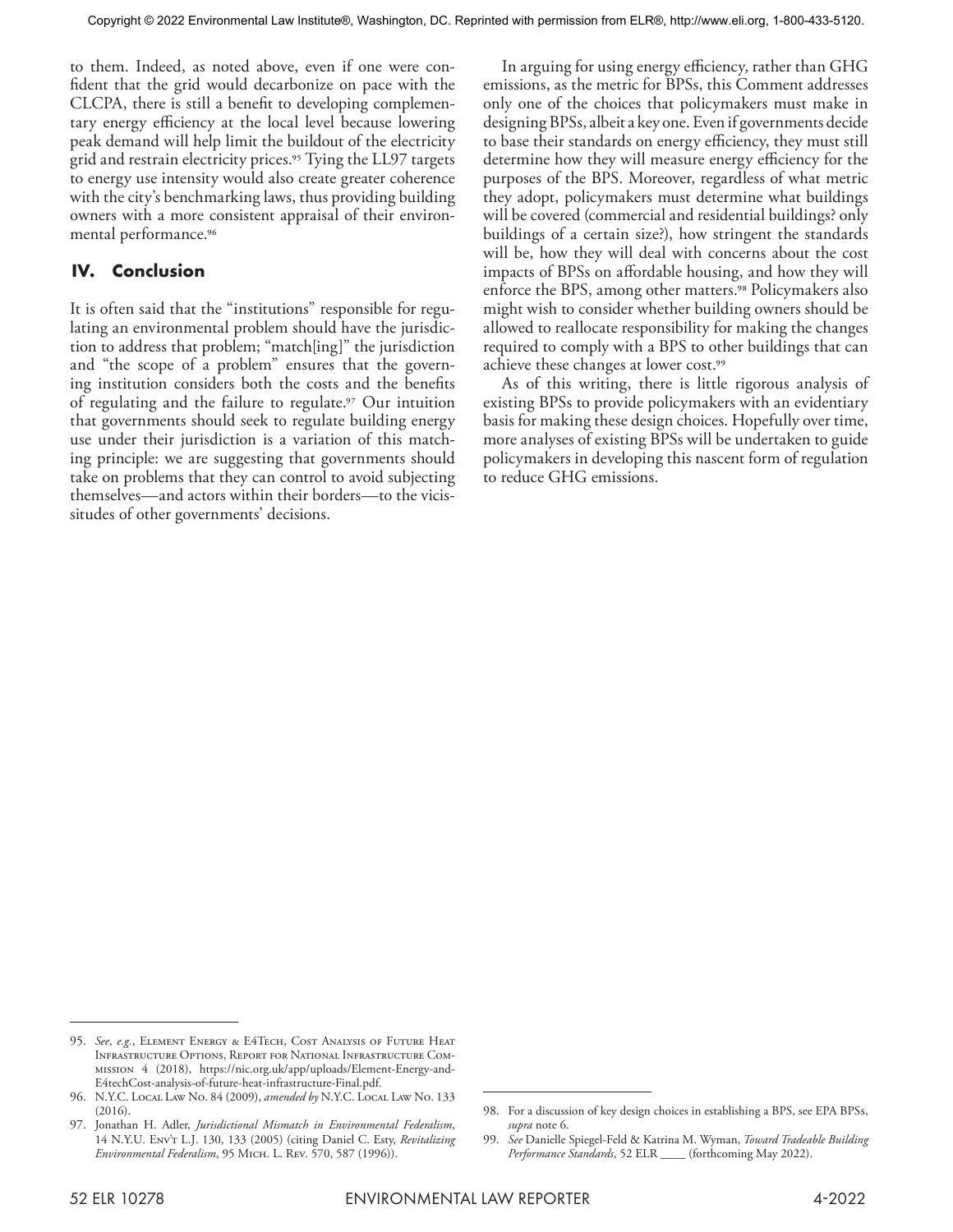to them. Indeed, as noted above, even if one were confident that the grid would decarbonize on pace with the CLCPA, there is still a benefit to developing complementary energy efficiency at the local level because lowering peak demand will help limit the buildout of the electricity grid and restrain electricity prices.[95] Tying the LL97 targets to energy use intensity would also create greater coherence with the city's benchmarking laws, thus providing building owners with a more consistent appraisal of their environmental performance.[96]

## IV. Conclusion

It is often said that the "institutions" responsible for regulating an environmental problem should have the jurisdiction to address that problem; "match[ing]" the jurisdiction and "the scope of a problem" ensures that the governing institution considers both the costs and the benefits of regulating and the failure to regulate.[97] Our intuition that governments should seek to regulate building energy use under their jurisdiction is a variation of this matching principle: we are suggesting that governments should take on problems that they can control to avoid subjecting themselves—and actors within their borders—to the vicissitudes of other governments' decisions.

In arguing for using energy efficiency, rather than GHG emissions, as the metric for BPSs, this Comment addresses only one of the choices that policymakers must make in designing BPSs, albeit a key one. Even if governments decide to base their standards on energy efficiency, they must still determine how they will measure energy efficiency for the purposes of the BPS. Moreover, regardless of what metric they adopt, policymakers must determine what buildings will be covered (commercial and residential buildings? only buildings of a certain size?), how stringent the standards will be, how they will deal with concerns about the cost impacts of BPSs on affordable housing, and how they will enforce the BPS, among other matters.[98] Policymakers also might wish to consider whether building owners should be allowed to reallocate responsibility for making the changes required to comply with a BPS to other buildings that can achieve these changes at lower cost.[99]

As of this writing, there is little rigorous analysis of existing BPSs to provide policymakers with an evidentiary basis for making these design choices. Hopefully over time, more analyses of existing BPSs will be undertaken to guide policymakers in developing this nascent form of regulation to reduce GHG emissions.

---

95. *See*, *e.g.*, Element Energy & E4Tech, Cost Analysis of Future Heat Infrastructure Options, Report for National Infrastructure Commission 4 (2018), https://nic.org.uk/app/uploads/Element-Energy-and-E4techCost-analysis-of-future-heat-infrastructure-Final.pdf.

96. N.Y.C. Local Law No. 84 (2009), *amended by* N.Y.C. Local Law No. 133 (2016).

97. Jonathan H. Adler, *Jurisdictional Mismatch in Environmental Federalism*, 14 N.Y.U. Env't L.J. 130, 133 (2005) (citing Daniel C. Esty, *Revitalizing Environmental Federalism*, 95 Mich. L. Rev. 570, 587 (1996)).

98. For a discussion of key design choices in establishing a BPS, see EPA BPSs, *supra* note 6.

99. *See* Danielle Spiegel-Feld & Katrina M. Wyman, *Toward Tradeable Building Performance Standards*, 52 ELR ____ (forthcoming May 2022).